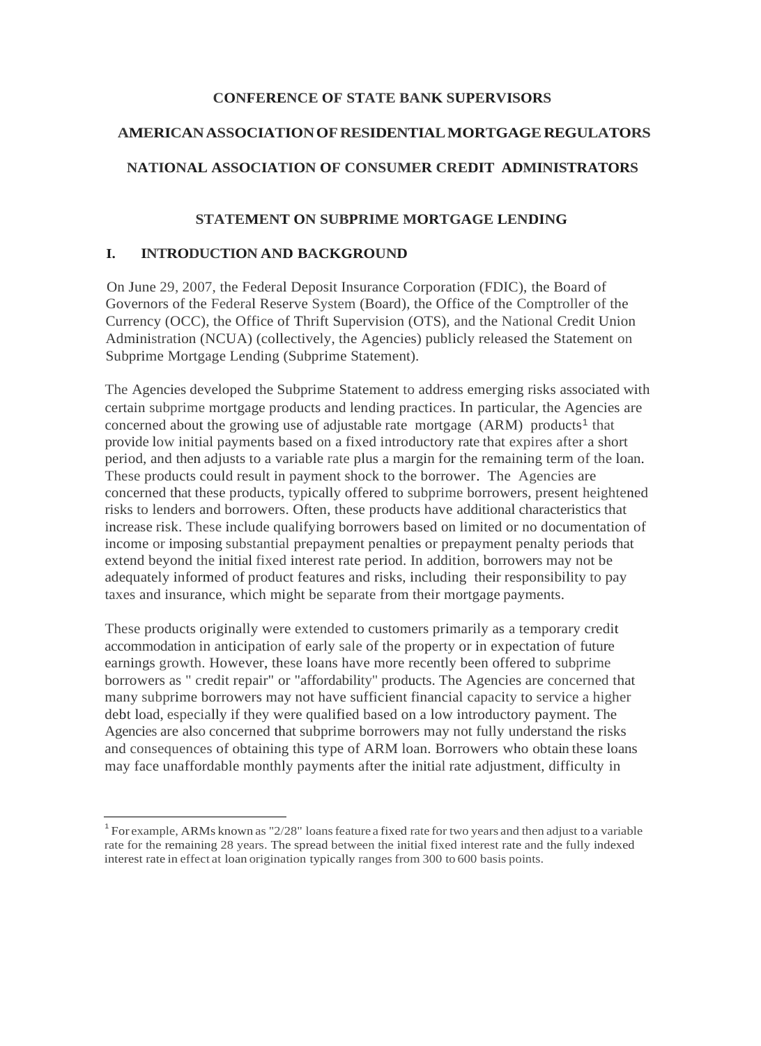**CONFERENCE OF STATE BANK SUPERVISORS**

**AMERICAN ASSOCIATION OF RESIDENTIAL MORTGAGE REGULATORS**

**NATIONAL ASSOCIATION OF CONSUMER CREDIT ADMINISTRATORS**

# STATEMENT ON SUBPRIME MORTGAGE LENDING

## I. INTRODUCTION AND BACKGROUND

On June 29, 2007, the Federal Deposit Insurance Corporation (FDIC), the Board of Governors of the Federal Reserve System (Board), the Office of the Comptroller of the Currency (OCC), the Office of Thrift Supervision (OTS), and the National Credit Union Administration (NCUA) (collectively, the Agencies) publicly released the Statement on Subprime Mortgage Lending (Subprime Statement).

The Agencies developed the Subprime Statement to address emerging risks associated with certain subprime mortgage products and lending practices. In particular, the Agencies are concerned about the growing use of adjustable rate mortgage (ARM) products[1] that provide low initial payments based on a fixed introductory rate that expires after a short period, and then adjusts to a variable rate plus a margin for the remaining term of the loan. These products could result in payment shock to the borrower. The Agencies are concerned that these products, typically offered to subprime borrowers, present heightened risks to lenders and borrowers. Often, these products have additional characteristics that increase risk. These include qualifying borrowers based on limited or no documentation of income or imposing substantial prepayment penalties or prepayment penalty periods that extend beyond the initial fixed interest rate period. In addition, borrowers may not be adequately informed of product features and risks, including their responsibility to pay taxes and insurance, which might be separate from their mortgage payments.

These products originally were extended to customers primarily as a temporary credit accommodation in anticipation of early sale of the property or in expectation of future earnings growth. However, these loans have more recently been offered to subprime borrowers as " credit repair" or "affordability" products. The Agencies are concerned that many subprime borrowers may not have sufficient financial capacity to service a higher debt load, especially if they were qualified based on a low introductory payment. The Agencies are also concerned that subprime borrowers may not fully understand the risks and consequences of obtaining this type of ARM loan. Borrowers who obtain these loans may face unaffordable monthly payments after the initial rate adjustment, difficulty in

---

[1] For example, ARMs known as "2/28" loans feature a fixed rate for two years and then adjust to a variable rate for the remaining 28 years. The spread between the initial fixed interest rate and the fully indexed interest rate in effect at loan origination typically ranges from 300 to 600 basis points.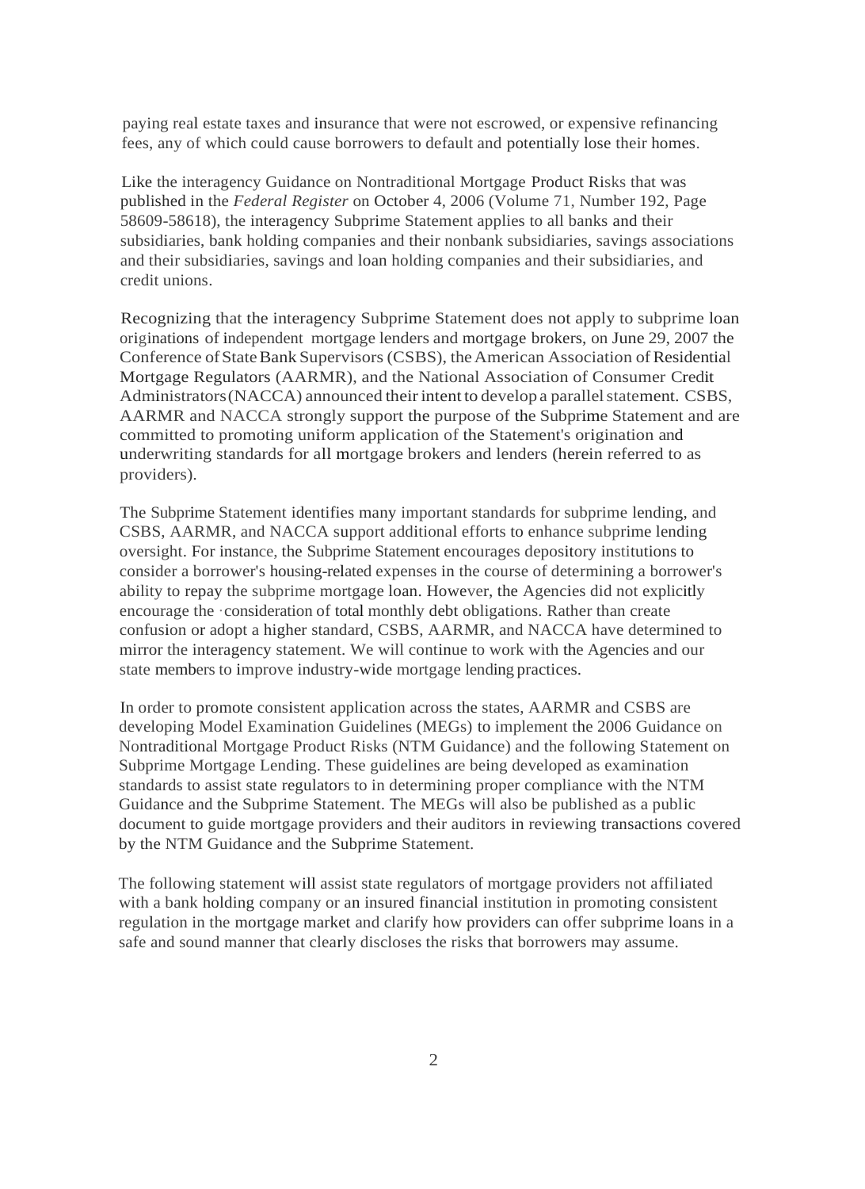paying real estate taxes and insurance that were not escrowed, or expensive refinancing fees, any of which could cause borrowers to default and potentially lose their homes.

Like the interagency Guidance on Nontraditional Mortgage Product Risks that was published in the *Federal Register* on October 4, 2006 (Volume 71, Number 192, Page 58609-58618), the interagency Subprime Statement applies to all banks and their subsidiaries, bank holding companies and their nonbank subsidiaries, savings associations and their subsidiaries, savings and loan holding companies and their subsidiaries, and credit unions.

Recognizing that the interagency Subprime Statement does not apply to subprime loan originations of independent mortgage lenders and mortgage brokers, on June 29, 2007 the Conference of State Bank Supervisors (CSBS), the American Association of Residential Mortgage Regulators (AARMR), and the National Association of Consumer Credit Administrators (NACCA) announced their intent to develop a parallel statement. CSBS, AARMR and NACCA strongly support the purpose of the Subprime Statement and are committed to promoting uniform application of the Statement's origination and underwriting standards for all mortgage brokers and lenders (herein referred to as providers).

The Subprime Statement identifies many important standards for subprime lending, and CSBS, AARMR, and NACCA support additional efforts to enhance subprime lending oversight. For instance, the Subprime Statement encourages depository institutions to consider a borrower's housing-related expenses in the course of determining a borrower's ability to repay the subprime mortgage loan. However, the Agencies did not explicitly encourage the consideration of total monthly debt obligations. Rather than create confusion or adopt a higher standard, CSBS, AARMR, and NACCA have determined to mirror the interagency statement. We will continue to work with the Agencies and our state members to improve industry-wide mortgage lending practices.

In order to promote consistent application across the states, AARMR and CSBS are developing Model Examination Guidelines (MEGs) to implement the 2006 Guidance on Nontraditional Mortgage Product Risks (NTM Guidance) and the following Statement on Subprime Mortgage Lending. These guidelines are being developed as examination standards to assist state regulators to in determining proper compliance with the NTM Guidance and the Subprime Statement. The MEGs will also be published as a public document to guide mortgage providers and their auditors in reviewing transactions covered by the NTM Guidance and the Subprime Statement.

The following statement will assist state regulators of mortgage providers not affiliated with a bank holding company or an insured financial institution in promoting consistent regulation in the mortgage market and clarify how providers can offer subprime loans in a safe and sound manner that clearly discloses the risks that borrowers may assume.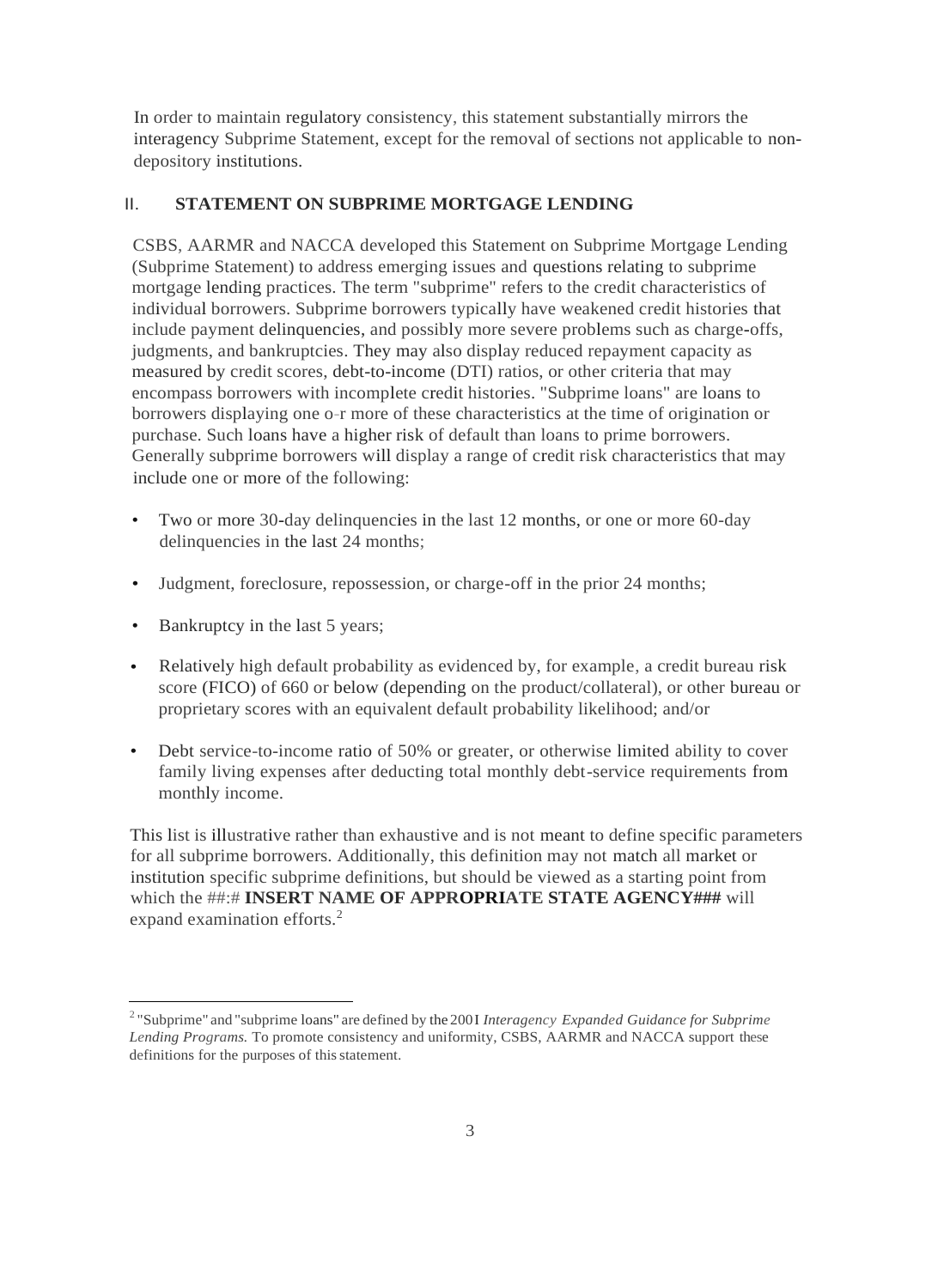In order to maintain regulatory consistency, this statement substantially mirrors the interagency Subprime Statement, except for the removal of sections not applicable to non-depository institutions.

## II. STATEMENT ON SUBPRIME MORTGAGE LENDING

CSBS, AARMR and NACCA developed this Statement on Subprime Mortgage Lending (Subprime Statement) to address emerging issues and questions relating to subprime mortgage lending practices. The term "subprime" refers to the credit characteristics of individual borrowers. Subprime borrowers typically have weakened credit histories that include payment delinquencies, and possibly more severe problems such as charge-offs, judgments, and bankruptcies. They may also display reduced repayment capacity as measured by credit scores, debt-to-income (DTI) ratios, or other criteria that may encompass borrowers with incomplete credit histories. "Subprime loans" are loans to borrowers displaying one o-r more of these characteristics at the time of origination or purchase. Such loans have a higher risk of default than loans to prime borrowers. Generally subprime borrowers will display a range of credit risk characteristics that may include one or more of the following:

- Two or more 30-day delinquencies in the last 12 months, or one or more 60-day delinquencies in the last 24 months;
- Judgment, foreclosure, repossession, or charge-off in the prior 24 months;
- Bankruptcy in the last 5 years;
- Relatively high default probability as evidenced by, for example, a credit bureau risk score (FICO) of 660 or below (depending on the product/collateral), or other bureau or proprietary scores with an equivalent default probability likelihood; and/or
- Debt service-to-income ratio of 50% or greater, or otherwise limited ability to cover family living expenses after deducting total monthly debt-service requirements from monthly income.

This list is illustrative rather than exhaustive and is not meant to define specific parameters for all subprime borrowers. Additionally, this definition may not match all market or institution specific subprime definitions, but should be viewed as a starting point from which the ##:# **INSERT NAME OF APPROPRIATE STATE AGENCY###** will expand examination efforts.[2]

---

[2] "Subprime" and "subprime loans" are defined by the 2001 *Interagency Expanded Guidance for Subprime Lending Programs.* To promote consistency and uniformity, CSBS, AARMR and NACCA support these definitions for the purposes of this statement.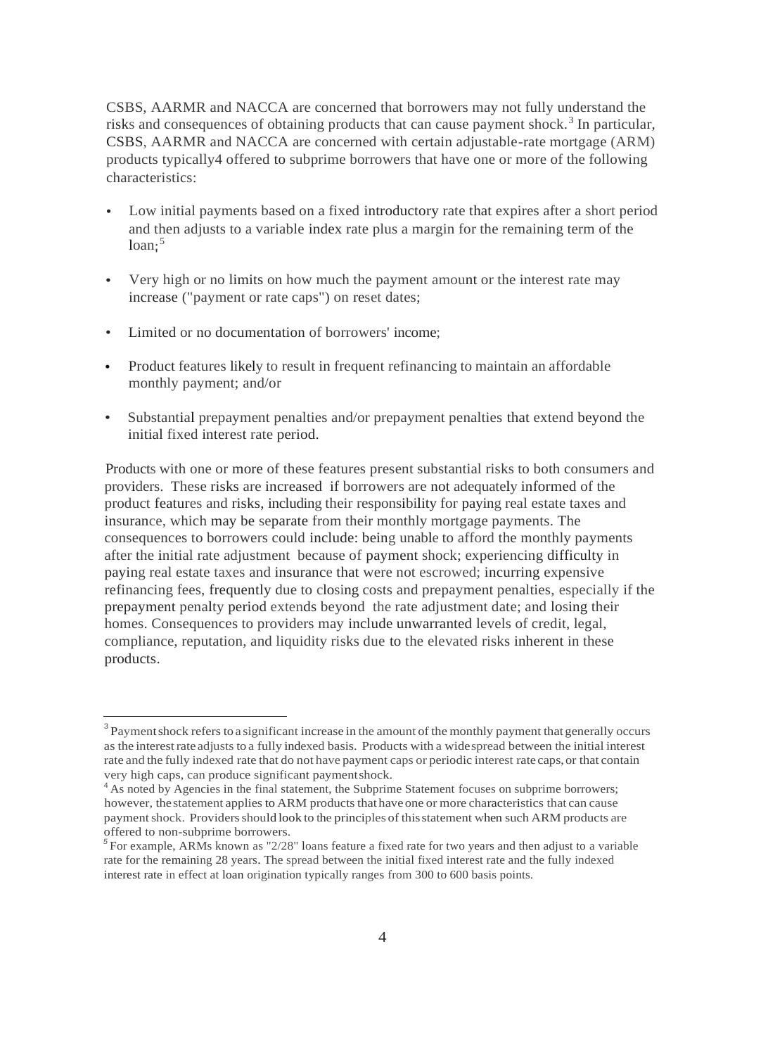CSBS, AARMR and NACCA are concerned that borrowers may not fully understand the risks and consequences of obtaining products that can cause payment shock.[3] In particular, CSBS, AARMR and NACCA are concerned with certain adjustable-rate mortgage (ARM) products typically[4] offered to subprime borrowers that have one or more of the following characteristics:

- Low initial payments based on a fixed introductory rate that expires after a short period and then adjusts to a variable index rate plus a margin for the remaining term of the loan;[5]
- Very high or no limits on how much the payment amount or the interest rate may increase ("payment or rate caps") on reset dates;
- Limited or no documentation of borrowers' income;
- Product features likely to result in frequent refinancing to maintain an affordable monthly payment; and/or
- Substantial prepayment penalties and/or prepayment penalties that extend beyond the initial fixed interest rate period.

Products with one or more of these features present substantial risks to both consumers and providers. These risks are increased if borrowers are not adequately informed of the product features and risks, including their responsibility for paying real estate taxes and insurance, which may be separate from their monthly mortgage payments. The consequences to borrowers could include: being unable to afford the monthly payments after the initial rate adjustment because of payment shock; experiencing difficulty in paying real estate taxes and insurance that were not escrowed; incurring expensive refinancing fees, frequently due to closing costs and prepayment penalties, especially if the prepayment penalty period extends beyond the rate adjustment date; and losing their homes. Consequences to providers may include unwarranted levels of credit, legal, compliance, reputation, and liquidity risks due to the elevated risks inherent in these products.

---

[3] Payment shock refers to a significant increase in the amount of the monthly payment that generally occurs as the interest rate adjusts to a fully indexed basis. Products with a wide spread between the initial interest rate and the fully indexed rate that do not have payment caps or periodic interest rate caps, or that contain very high caps, can produce significant payment shock.

[4] As noted by Agencies in the final statement, the Subprime Statement focuses on subprime borrowers; however, the statement applies to ARM products that have one or more characteristics that can cause payment shock. Providers should look to the principles of this statement when such ARM products are offered to non-subprime borrowers.

[5] For example, ARMs known as "2/28" loans feature a fixed rate for two years and then adjust to a variable rate for the remaining 28 years. The spread between the initial fixed interest rate and the fully indexed interest rate in effect at loan origination typically ranges from 300 to 600 basis points.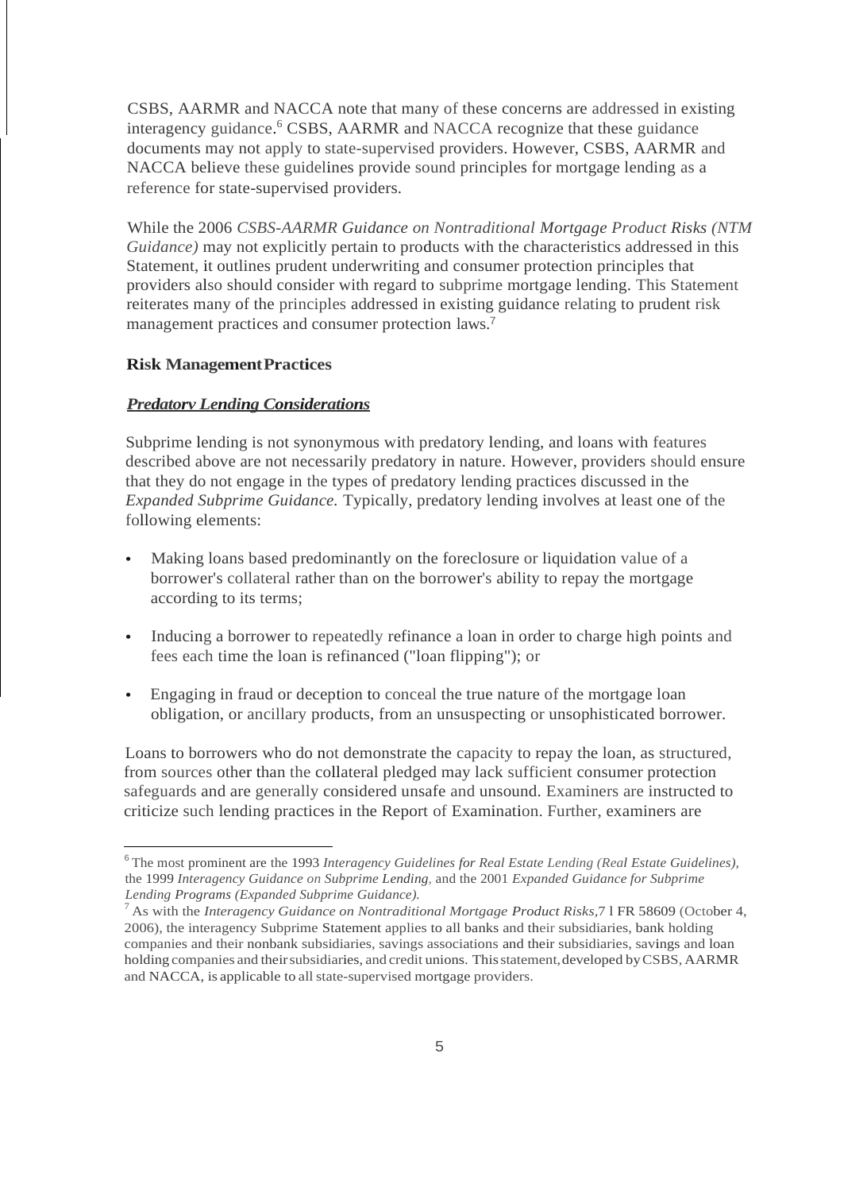CSBS, AARMR and NACCA note that many of these concerns are addressed in existing interagency guidance.[6] CSBS, AARMR and NACCA recognize that these guidance documents may not apply to state-supervised providers. However, CSBS, AARMR and NACCA believe these guidelines provide sound principles for mortgage lending as a reference for state-supervised providers.

While the 2006 *CSBS-AARMR Guidance on Nontraditional Mortgage Product Risks (NTM Guidance)* may not explicitly pertain to products with the characteristics addressed in this Statement, it outlines prudent underwriting and consumer protection principles that providers also should consider with regard to subprime mortgage lending. This Statement reiterates many of the principles addressed in existing guidance relating to prudent risk management practices and consumer protection laws.[7]

**Risk Management Practices**

***Predatory Lending Considerations***

Subprime lending is not synonymous with predatory lending, and loans with features described above are not necessarily predatory in nature. However, providers should ensure that they do not engage in the types of predatory lending practices discussed in the *Expanded Subprime Guidance.* Typically, predatory lending involves at least one of the following elements:

- Making loans based predominantly on the foreclosure or liquidation value of a borrower's collateral rather than on the borrower's ability to repay the mortgage according to its terms;
- Inducing a borrower to repeatedly refinance a loan in order to charge high points and fees each time the loan is refinanced ("loan flipping"); or
- Engaging in fraud or deception to conceal the true nature of the mortgage loan obligation, or ancillary products, from an unsuspecting or unsophisticated borrower.

Loans to borrowers who do not demonstrate the capacity to repay the loan, as structured, from sources other than the collateral pledged may lack sufficient consumer protection safeguards and are generally considered unsafe and unsound. Examiners are instructed to criticize such lending practices in the Report of Examination. Further, examiners are

---

[6] The most prominent are the 1993 *Interagency Guidelines for Real Estate Lending (Real Estate Guidelines)*, the 1999 *Interagency Guidance on Subprime Lending*, and the 2001 *Expanded Guidance for Subprime Lending Programs (Expanded Subprime Guidance).*

[7] As with the *Interagency Guidance on Nontraditional Mortgage Product Risks*, 71 FR 58609 (October 4, 2006), the interagency Subprime Statement applies to all banks and their subsidiaries, bank holding companies and their nonbank subsidiaries, savings associations and their subsidiaries, savings and loan holding companies and their subsidiaries, and credit unions. This statement, developed by CSBS, AARMR and NACCA, is applicable to all state-supervised mortgage providers.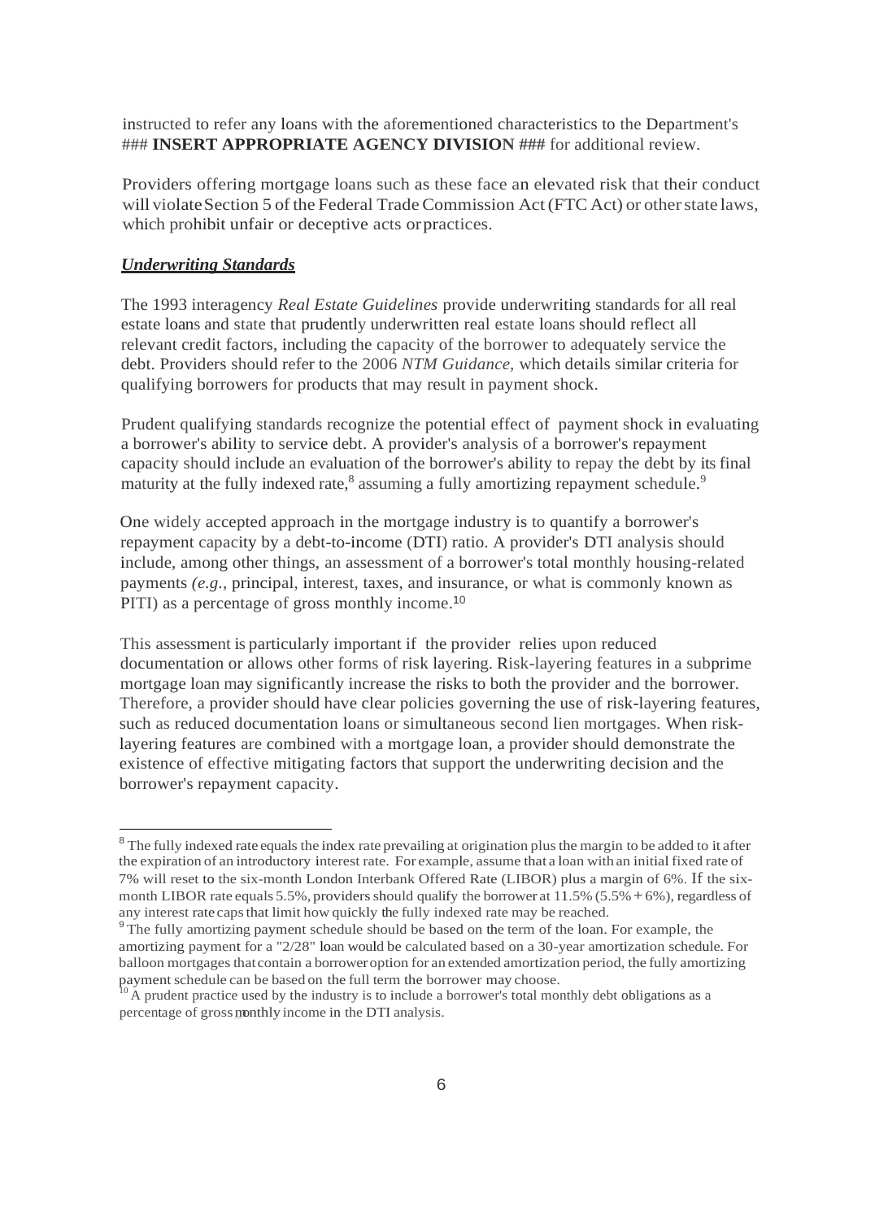instructed to refer any loans with the aforementioned characteristics to the Department's ### **INSERT APPROPRIATE AGENCY DIVISION ###** for additional review.

Providers offering mortgage loans such as these face an elevated risk that their conduct will violate Section 5 of the Federal Trade Commission Act (FTC Act) or other state laws, which prohibit unfair or deceptive acts or practices.

***Underwriting Standards***

The 1993 interagency *Real Estate Guidelines* provide underwriting standards for all real estate loans and state that prudently underwritten real estate loans should reflect all relevant credit factors, including the capacity of the borrower to adequately service the debt. Providers should refer to the 2006 *NTM Guidance,* which details similar criteria for qualifying borrowers for products that may result in payment shock.

Prudent qualifying standards recognize the potential effect of payment shock in evaluating a borrower's ability to service debt. A provider's analysis of a borrower's repayment capacity should include an evaluation of the borrower's ability to repay the debt by its final maturity at the fully indexed rate,[8] assuming a fully amortizing repayment schedule.[9]

One widely accepted approach in the mortgage industry is to quantify a borrower's repayment capacity by a debt-to-income (DTI) ratio. A provider's DTI analysis should include, among other things, an assessment of a borrower's total monthly housing-related payments *(e.g.,* principal, interest, taxes, and insurance, or what is commonly known as PITI) as a percentage of gross monthly income.[10]

This assessment is particularly important if the provider relies upon reduced documentation or allows other forms of risk layering. Risk-layering features in a subprime mortgage loan may significantly increase the risks to both the provider and the borrower. Therefore, a provider should have clear policies governing the use of risk-layering features, such as reduced documentation loans or simultaneous second lien mortgages. When risk-layering features are combined with a mortgage loan, a provider should demonstrate the existence of effective mitigating factors that support the underwriting decision and the borrower's repayment capacity.

---

[8] The fully indexed rate equals the index rate prevailing at origination plus the margin to be added to it after the expiration of an introductory interest rate. For example, assume that a loan with an initial fixed rate of 7% will reset to the six-month London Interbank Offered Rate (LIBOR) plus a margin of 6%. If the six-month LIBOR rate equals 5.5%, providers should qualify the borrower at 11.5% (5.5% + 6%), regardless of any interest rate caps that limit how quickly the fully indexed rate may be reached.

[9] The fully amortizing payment schedule should be based on the term of the loan. For example, the amortizing payment for a "2/28" loan would be calculated based on a 30-year amortization schedule. For balloon mortgages that contain a borrower option for an extended amortization period, the fully amortizing payment schedule can be based on the full term the borrower may choose.

[10] A prudent practice used by the industry is to include a borrower's total monthly debt obligations as a percentage of gross monthly income in the DTI analysis.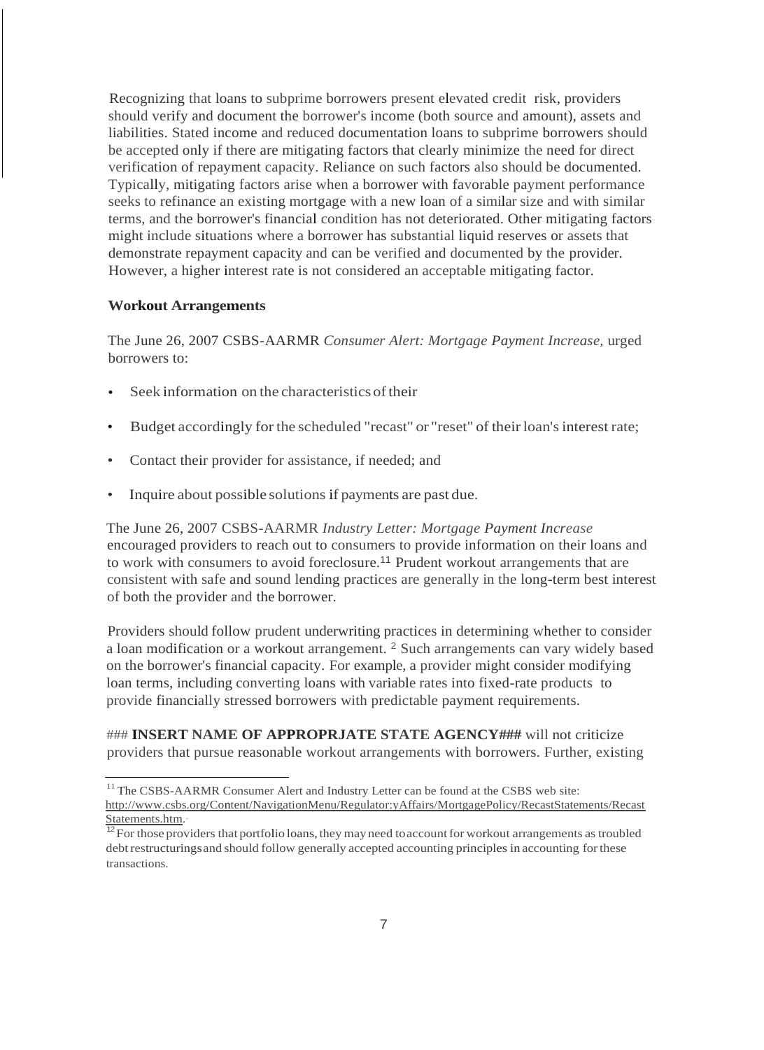Recognizing that loans to subprime borrowers present elevated credit risk, providers should verify and document the borrower's income (both source and amount), assets and liabilities. Stated income and reduced documentation loans to subprime borrowers should be accepted only if there are mitigating factors that clearly minimize the need for direct verification of repayment capacity. Reliance on such factors also should be documented. Typically, mitigating factors arise when a borrower with favorable payment performance seeks to refinance an existing mortgage with a new loan of a similar size and with similar terms, and the borrower's financial condition has not deteriorated. Other mitigating factors might include situations where a borrower has substantial liquid reserves or assets that demonstrate repayment capacity and can be verified and documented by the provider. However, a higher interest rate is not considered an acceptable mitigating factor.

**Workout Arrangements**

The June 26, 2007 CSBS-AARMR *Consumer Alert: Mortgage Payment Increase,* urged borrowers to:

- Seek information on the characteristics of their
- Budget accordingly for the scheduled "recast" or "reset" of their loan's interest rate;
- Contact their provider for assistance, if needed; and
- Inquire about possible solutions if payments are past due.

The June 26, 2007 CSBS-AARMR *Industry Letter: Mortgage Payment Increase* encouraged providers to reach out to consumers to provide information on their loans and to work with consumers to avoid foreclosure.[11] Prudent workout arrangements that are consistent with safe and sound lending practices are generally in the long-term best interest of both the provider and the borrower.

Providers should follow prudent underwriting practices in determining whether to consider a loan modification or a workout arrangement. [2] Such arrangements can vary widely based on the borrower's financial capacity. For example, a provider might consider modifying loan terms, including converting loans with variable rates into fixed-rate products to provide financially stressed borrowers with predictable payment requirements.

### **INSERT NAME OF APPROPRJATE STATE AGENCY###** will not criticize providers that pursue reasonable workout arrangements with borrowers. Further, existing

[11] The CSBS-AARMR Consumer Alert and Industry Letter can be found at the CSBS web site: http://www.csbs.org/Content/NavigationMenu/Regulator:yAffairs/MortgagePolicy/RecastStatements/RecastStatements.htm.

[12] For those providers that portfolio loans, they may need to account for workout arrangements as troubled debt restructurings and should follow generally accepted accounting principles in accounting for these transactions.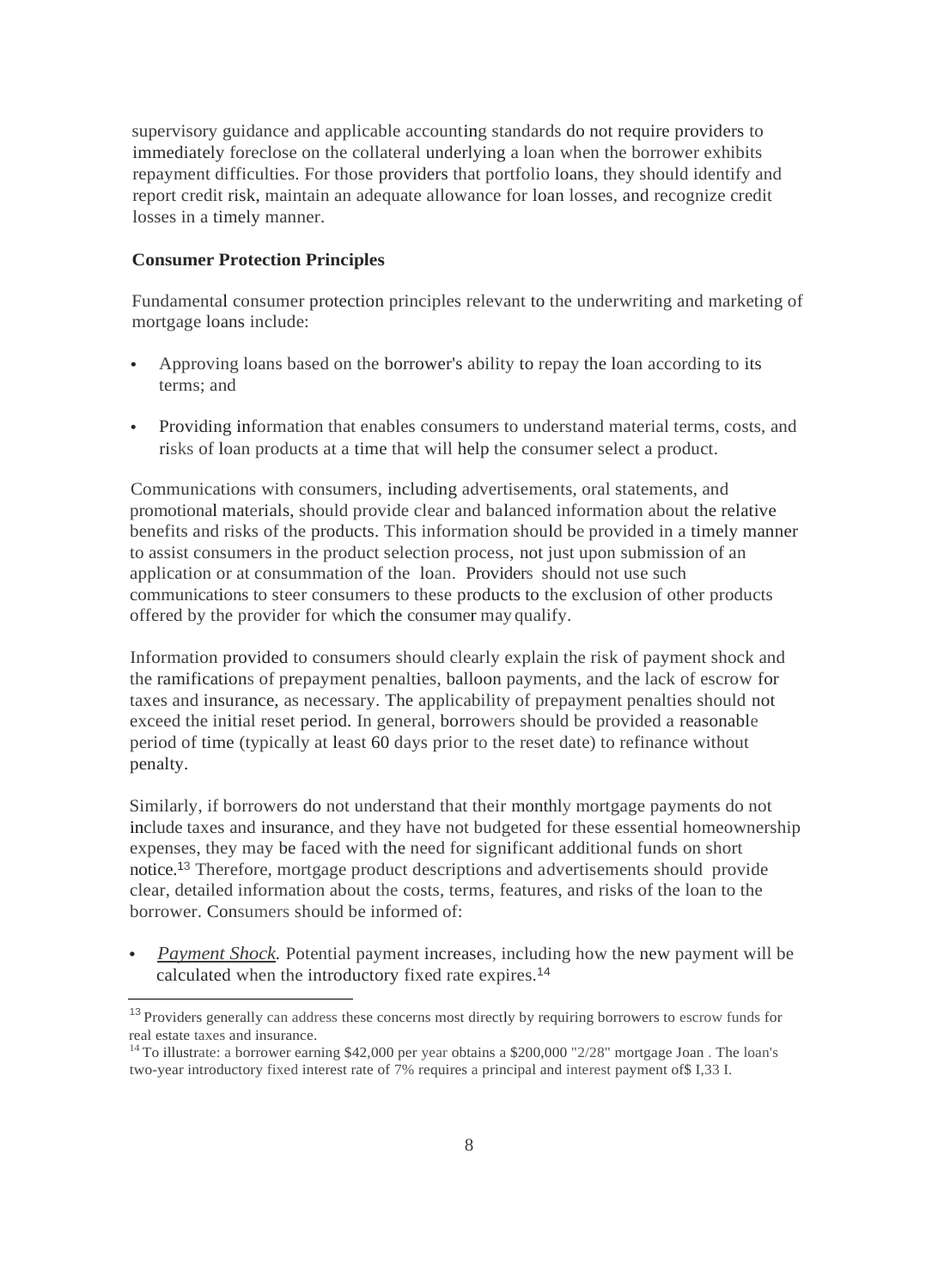supervisory guidance and applicable accounting standards do not require providers to immediately foreclose on the collateral underlying a loan when the borrower exhibits repayment difficulties. For those providers that portfolio loans, they should identify and report credit risk, maintain an adequate allowance for loan losses, and recognize credit losses in a timely manner.

**Consumer Protection Principles**

Fundamental consumer protection principles relevant to the underwriting and marketing of mortgage loans include:

- Approving loans based on the borrower's ability to repay the loan according to its terms; and
- Providing information that enables consumers to understand material terms, costs, and risks of loan products at a time that will help the consumer select a product.

Communications with consumers, including advertisements, oral statements, and promotional materials, should provide clear and balanced information about the relative benefits and risks of the products. This information should be provided in a timely manner to assist consumers in the product selection process, not just upon submission of an application or at consummation of the loan. Providers should not use such communications to steer consumers to these products to the exclusion of other products offered by the provider for which the consumer may qualify.

Information provided to consumers should clearly explain the risk of payment shock and the ramifications of prepayment penalties, balloon payments, and the lack of escrow for taxes and insurance, as necessary. The applicability of prepayment penalties should not exceed the initial reset period. In general, borrowers should be provided a reasonable period of time (typically at least 60 days prior to the reset date) to refinance without penalty.

Similarly, if borrowers do not understand that their monthly mortgage payments do not include taxes and insurance, and they have not budgeted for these essential homeownership expenses, they may be faced with the need for significant additional funds on short notice.[13] Therefore, mortgage product descriptions and advertisements should provide clear, detailed information about the costs, terms, features, and risks of the loan to the borrower. Consumers should be informed of:

- *Payment Shock.* Potential payment increases, including how the new payment will be calculated when the introductory fixed rate expires.[14]

---

[13] Providers generally can address these concerns most directly by requiring borrowers to escrow funds for real estate taxes and insurance.

[14] To illustrate: a borrower earning $42,000 per year obtains a $200,000 "2/28" mortgage Joan . The loan's two-year introductory fixed interest rate of 7% requires a principal and interest payment of$ I,33 I.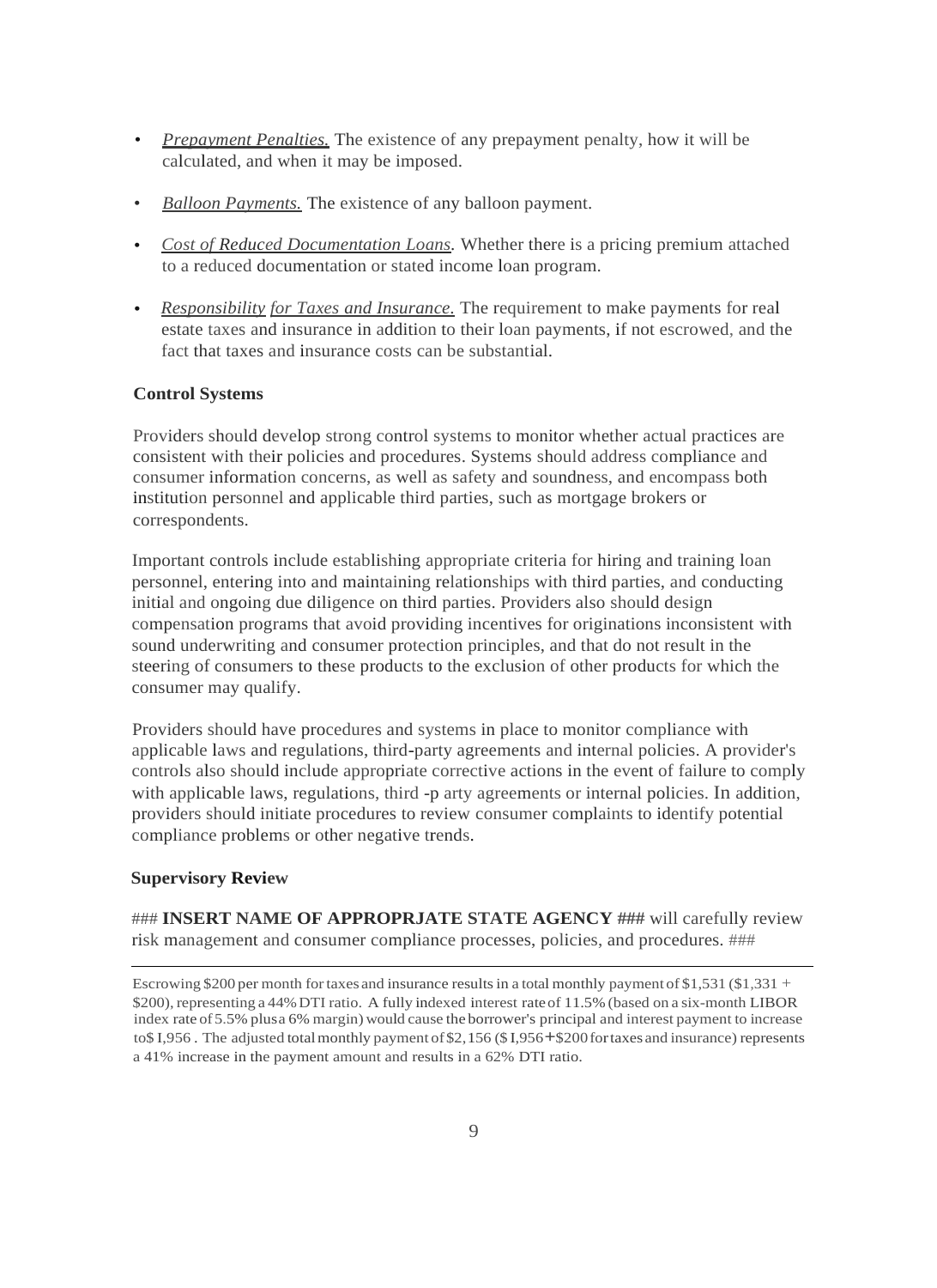- *Prepayment Penalties.* The existence of any prepayment penalty, how it will be calculated, and when it may be imposed.

- *Balloon Payments.* The existence of any balloon payment.

- *Cost of Reduced Documentation Loans.* Whether there is a pricing premium attached to a reduced documentation or stated income loan program.

- *Responsibility for Taxes and Insurance.* The requirement to make payments for real estate taxes and insurance in addition to their loan payments, if not escrowed, and the fact that taxes and insurance costs can be substantial.

**Control Systems**

Providers should develop strong control systems to monitor whether actual practices are consistent with their policies and procedures. Systems should address compliance and consumer information concerns, as well as safety and soundness, and encompass both institution personnel and applicable third parties, such as mortgage brokers or correspondents.

Important controls include establishing appropriate criteria for hiring and training loan personnel, entering into and maintaining relationships with third parties, and conducting initial and ongoing due diligence on third parties. Providers also should design compensation programs that avoid providing incentives for originations inconsistent with sound underwriting and consumer protection principles, and that do not result in the steering of consumers to these products to the exclusion of other products for which the consumer may qualify.

Providers should have procedures and systems in place to monitor compliance with applicable laws and regulations, third-party agreements and internal policies. A provider's controls also should include appropriate corrective actions in the event of failure to comply with applicable laws, regulations, third -p arty agreements or internal policies. In addition, providers should initiate procedures to review consumer complaints to identify potential compliance problems or other negative trends.

**Supervisory Review**

### **INSERT NAME OF APPROPRJATE STATE AGENCY ###** will carefully review risk management and consumer compliance processes, policies, and procedures. ###

---

Escrowing $200 per month for taxes and insurance results in a total monthly payment of $1,531 ($1,331 + $200), representing a 44% DTI ratio. A fully indexed interest rate of 11.5% (based on a six-month LIBOR index rate of 5.5% plus a 6% margin) would cause the borrower's principal and interest payment to increase to $1,956. The adjusted total monthly payment of $2,156 ($1,956 + $200 for taxes and insurance) represents a 41% increase in the payment amount and results in a 62% DTI ratio.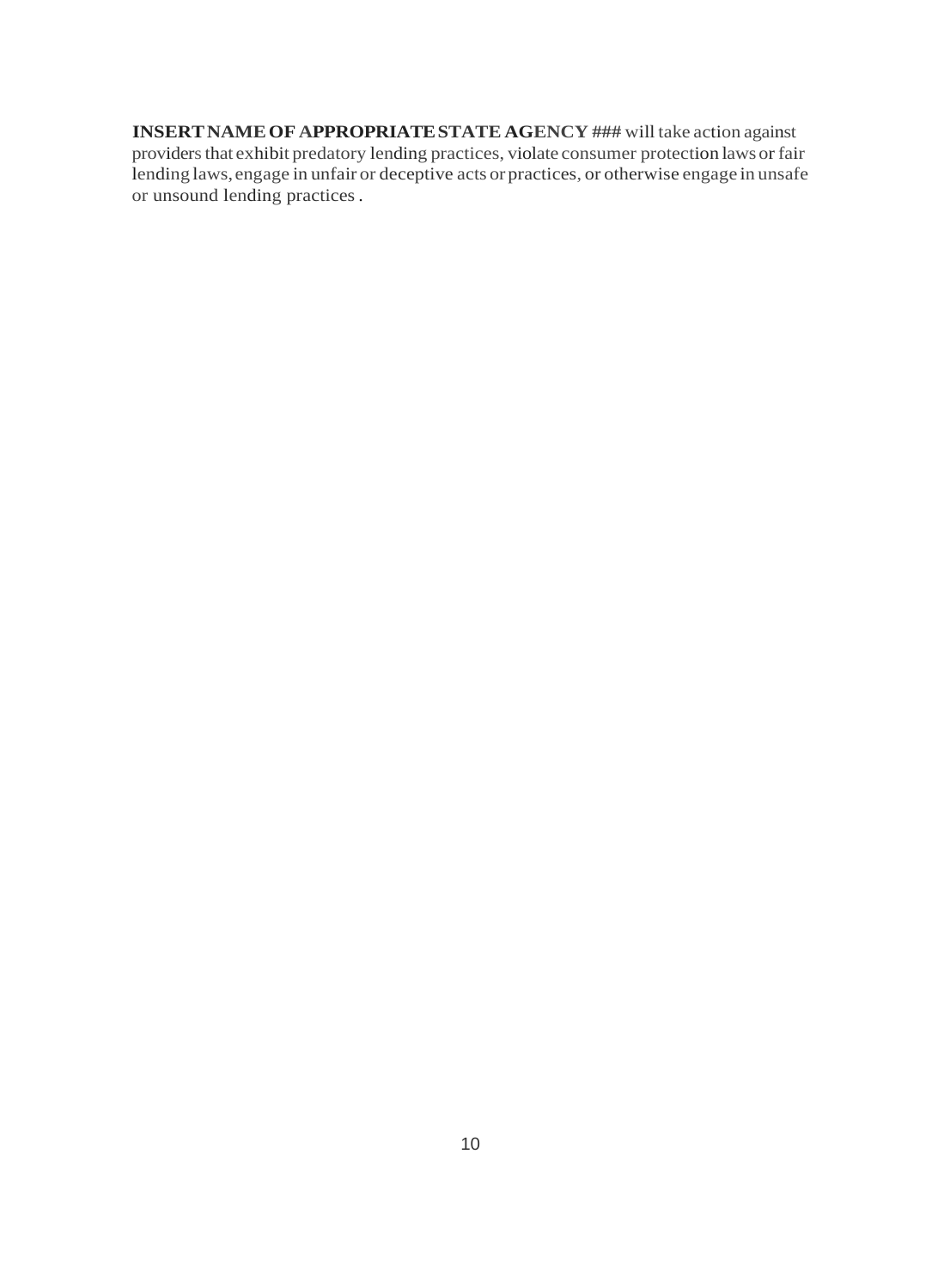**INSERT NAME OF APPROPRIATE STATE AGENCY ###** will take action against providers that exhibit predatory lending practices, violate consumer protection laws or fair lending laws, engage in unfair or deceptive acts or practices, or otherwise engage in unsafe or unsound lending practices.